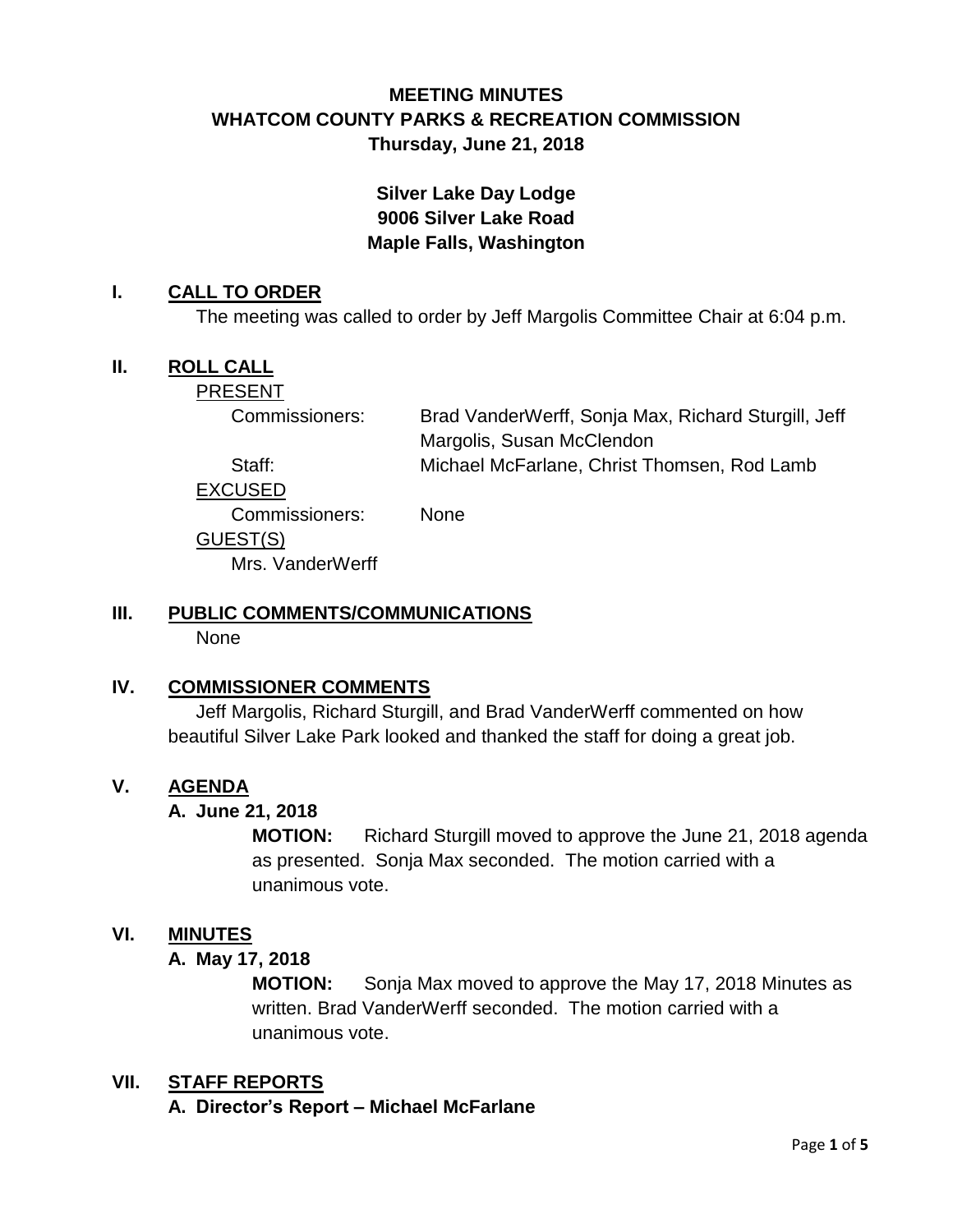# MEETING MINUTES
# WHATCOM COUNTY PARKS & RECREATION COMMISSION
## Thursday, June 21, 2018

**Silver Lake Day Lodge**
**9006 Silver Lake Road**
**Maple Falls, Washington**

## I. CALL TO ORDER

The meeting was called to order by Jeff Margolis Committee Chair at 6:04 p.m.

## II. ROLL CALL

PRESENT

| | |
|---|---|
| Commissioners: | Brad VanderWerff, Sonja Max, Richard Sturgill, Jeff Margolis, Susan McClendon |
| Staff: | Michael McFarlane, Christ Thomsen, Rod Lamb |

EXCUSED

| | |
|---|---|
| Commissioners: | None |

GUEST(S)

Mrs. VanderWerff

## III. PUBLIC COMMENTS/COMMUNICATIONS

None

## IV. COMMISSIONER COMMENTS

Jeff Margolis, Richard Sturgill, and Brad VanderWerff commented on how beautiful Silver Lake Park looked and thanked the staff for doing a great job.

## V. AGENDA

### A. June 21, 2018

**MOTION:** Richard Sturgill moved to approve the June 21, 2018 agenda as presented. Sonja Max seconded. The motion carried with a unanimous vote.

## VI. MINUTES

### A. May 17, 2018

**MOTION:** Sonja Max moved to approve the May 17, 2018 Minutes as written. Brad VanderWerff seconded. The motion carried with a unanimous vote.

## VII. STAFF REPORTS

### A. Director's Report – Michael McFarlane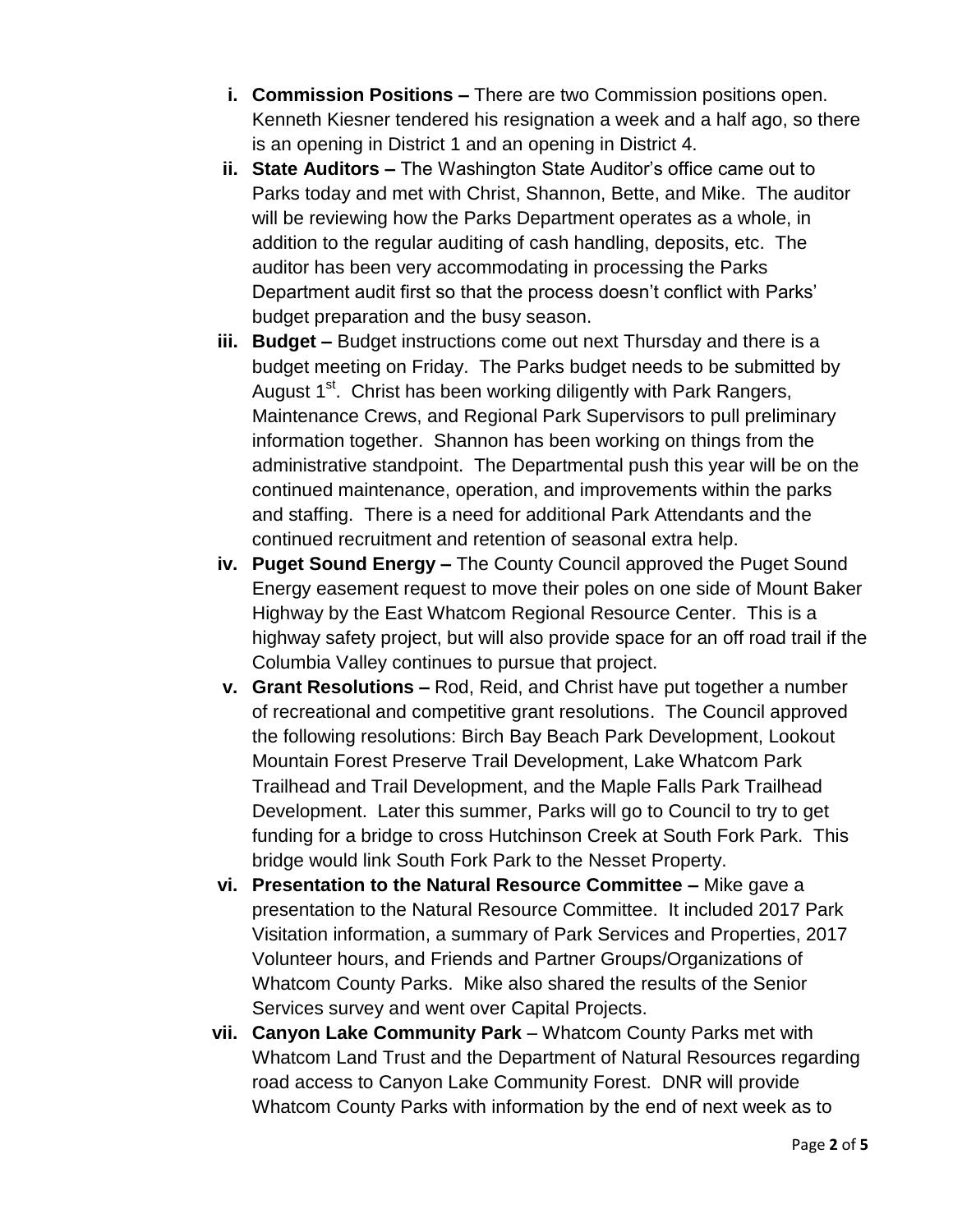i. **Commission Positions –** There are two Commission positions open. Kenneth Kiesner tendered his resignation a week and a half ago, so there is an opening in District 1 and an opening in District 4.

ii. **State Auditors –** The Washington State Auditor's office came out to Parks today and met with Christ, Shannon, Bette, and Mike. The auditor will be reviewing how the Parks Department operates as a whole, in addition to the regular auditing of cash handling, deposits, etc. The auditor has been very accommodating in processing the Parks Department audit first so that the process doesn't conflict with Parks' budget preparation and the busy season.

iii. **Budget –** Budget instructions come out next Thursday and there is a budget meeting on Friday. The Parks budget needs to be submitted by August 1st. Christ has been working diligently with Park Rangers, Maintenance Crews, and Regional Park Supervisors to pull preliminary information together. Shannon has been working on things from the administrative standpoint. The Departmental push this year will be on the continued maintenance, operation, and improvements within the parks and staffing. There is a need for additional Park Attendants and the continued recruitment and retention of seasonal extra help.

iv. **Puget Sound Energy –** The County Council approved the Puget Sound Energy easement request to move their poles on one side of Mount Baker Highway by the East Whatcom Regional Resource Center. This is a highway safety project, but will also provide space for an off road trail if the Columbia Valley continues to pursue that project.

v. **Grant Resolutions –** Rod, Reid, and Christ have put together a number of recreational and competitive grant resolutions. The Council approved the following resolutions: Birch Bay Beach Park Development, Lookout Mountain Forest Preserve Trail Development, Lake Whatcom Park Trailhead and Trail Development, and the Maple Falls Park Trailhead Development. Later this summer, Parks will go to Council to try to get funding for a bridge to cross Hutchinson Creek at South Fork Park. This bridge would link South Fork Park to the Nesset Property.

vi. **Presentation to the Natural Resource Committee –** Mike gave a presentation to the Natural Resource Committee. It included 2017 Park Visitation information, a summary of Park Services and Properties, 2017 Volunteer hours, and Friends and Partner Groups/Organizations of Whatcom County Parks. Mike also shared the results of the Senior Services survey and went over Capital Projects.

vii. **Canyon Lake Community Park** – Whatcom County Parks met with Whatcom Land Trust and the Department of Natural Resources regarding road access to Canyon Lake Community Forest. DNR will provide Whatcom County Parks with information by the end of next week as to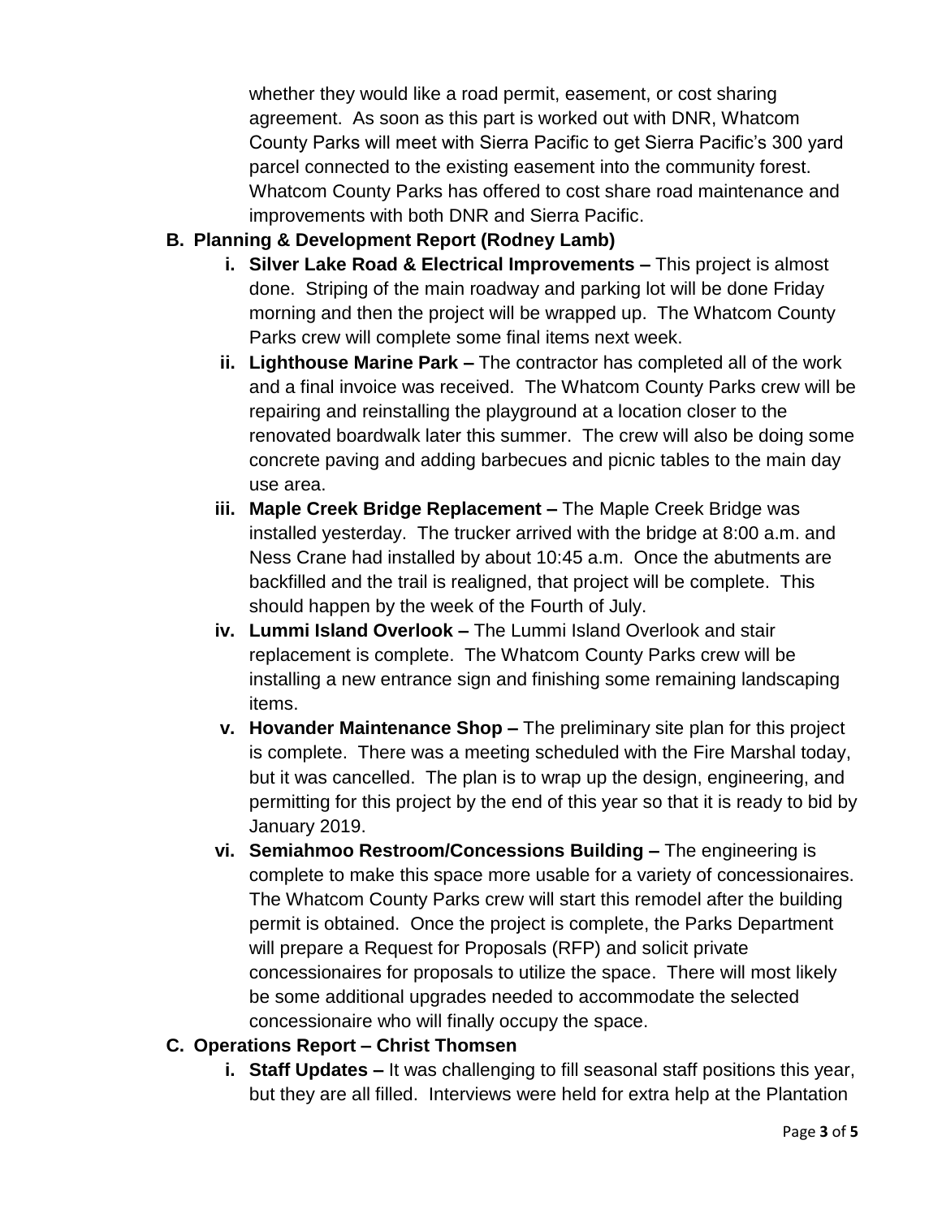whether they would like a road permit, easement, or cost sharing agreement. As soon as this part is worked out with DNR, Whatcom County Parks will meet with Sierra Pacific to get Sierra Pacific's 300 yard parcel connected to the existing easement into the community forest. Whatcom County Parks has offered to cost share road maintenance and improvements with both DNR and Sierra Pacific.

**B. Planning & Development Report (Rodney Lamb)**

i. **Silver Lake Road & Electrical Improvements –** This project is almost done. Striping of the main roadway and parking lot will be done Friday morning and then the project will be wrapped up. The Whatcom County Parks crew will complete some final items next week.

ii. **Lighthouse Marine Park –** The contractor has completed all of the work and a final invoice was received. The Whatcom County Parks crew will be repairing and reinstalling the playground at a location closer to the renovated boardwalk later this summer. The crew will also be doing some concrete paving and adding barbecues and picnic tables to the main day use area.

iii. **Maple Creek Bridge Replacement –** The Maple Creek Bridge was installed yesterday. The trucker arrived with the bridge at 8:00 a.m. and Ness Crane had installed by about 10:45 a.m. Once the abutments are backfilled and the trail is realigned, that project will be complete. This should happen by the week of the Fourth of July.

iv. **Lummi Island Overlook –** The Lummi Island Overlook and stair replacement is complete. The Whatcom County Parks crew will be installing a new entrance sign and finishing some remaining landscaping items.

v. **Hovander Maintenance Shop –** The preliminary site plan for this project is complete. There was a meeting scheduled with the Fire Marshal today, but it was cancelled. The plan is to wrap up the design, engineering, and permitting for this project by the end of this year so that it is ready to bid by January 2019.

vi. **Semiahmoo Restroom/Concessions Building –** The engineering is complete to make this space more usable for a variety of concessionaires. The Whatcom County Parks crew will start this remodel after the building permit is obtained. Once the project is complete, the Parks Department will prepare a Request for Proposals (RFP) and solicit private concessionaires for proposals to utilize the space. There will most likely be some additional upgrades needed to accommodate the selected concessionaire who will finally occupy the space.

**C. Operations Report – Christ Thomsen**

i. **Staff Updates –** It was challenging to fill seasonal staff positions this year, but they are all filled. Interviews were held for extra help at the Plantation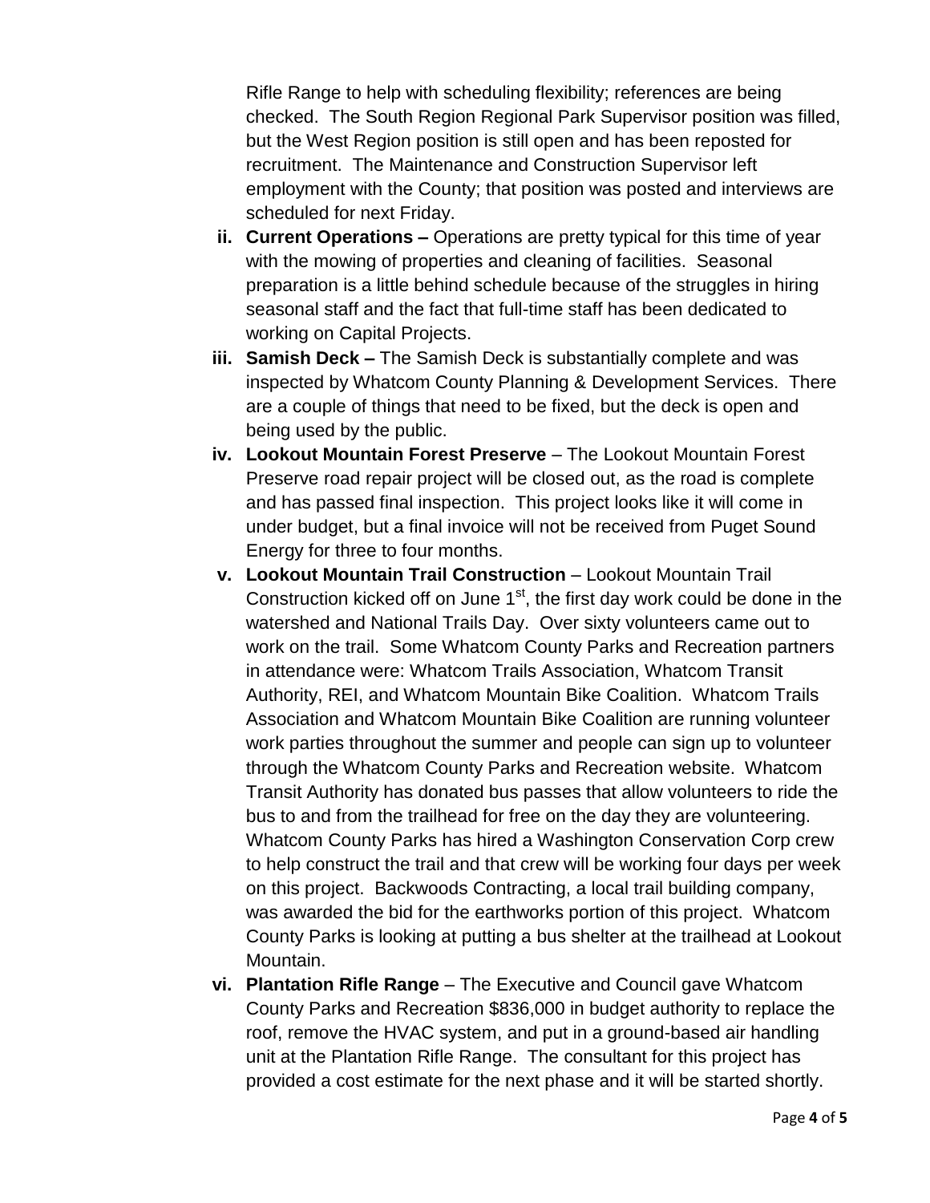Rifle Range to help with scheduling flexibility; references are being checked. The South Region Regional Park Supervisor position was filled, but the West Region position is still open and has been reposted for recruitment. The Maintenance and Construction Supervisor left employment with the County; that position was posted and interviews are scheduled for next Friday.

ii. **Current Operations –** Operations are pretty typical for this time of year with the mowing of properties and cleaning of facilities. Seasonal preparation is a little behind schedule because of the struggles in hiring seasonal staff and the fact that full-time staff has been dedicated to working on Capital Projects.

iii. **Samish Deck –** The Samish Deck is substantially complete and was inspected by Whatcom County Planning & Development Services. There are a couple of things that need to be fixed, but the deck is open and being used by the public.

iv. **Lookout Mountain Forest Preserve** – The Lookout Mountain Forest Preserve road repair project will be closed out, as the road is complete and has passed final inspection. This project looks like it will come in under budget, but a final invoice will not be received from Puget Sound Energy for three to four months.

v. **Lookout Mountain Trail Construction** – Lookout Mountain Trail Construction kicked off on June 1st, the first day work could be done in the watershed and National Trails Day. Over sixty volunteers came out to work on the trail. Some Whatcom County Parks and Recreation partners in attendance were: Whatcom Trails Association, Whatcom Transit Authority, REI, and Whatcom Mountain Bike Coalition. Whatcom Trails Association and Whatcom Mountain Bike Coalition are running volunteer work parties throughout the summer and people can sign up to volunteer through the Whatcom County Parks and Recreation website. Whatcom Transit Authority has donated bus passes that allow volunteers to ride the bus to and from the trailhead for free on the day they are volunteering. Whatcom County Parks has hired a Washington Conservation Corp crew to help construct the trail and that crew will be working four days per week on this project. Backwoods Contracting, a local trail building company, was awarded the bid for the earthworks portion of this project. Whatcom County Parks is looking at putting a bus shelter at the trailhead at Lookout Mountain.

vi. **Plantation Rifle Range** – The Executive and Council gave Whatcom County Parks and Recreation $836,000 in budget authority to replace the roof, remove the HVAC system, and put in a ground-based air handling unit at the Plantation Rifle Range. The consultant for this project has provided a cost estimate for the next phase and it will be started shortly.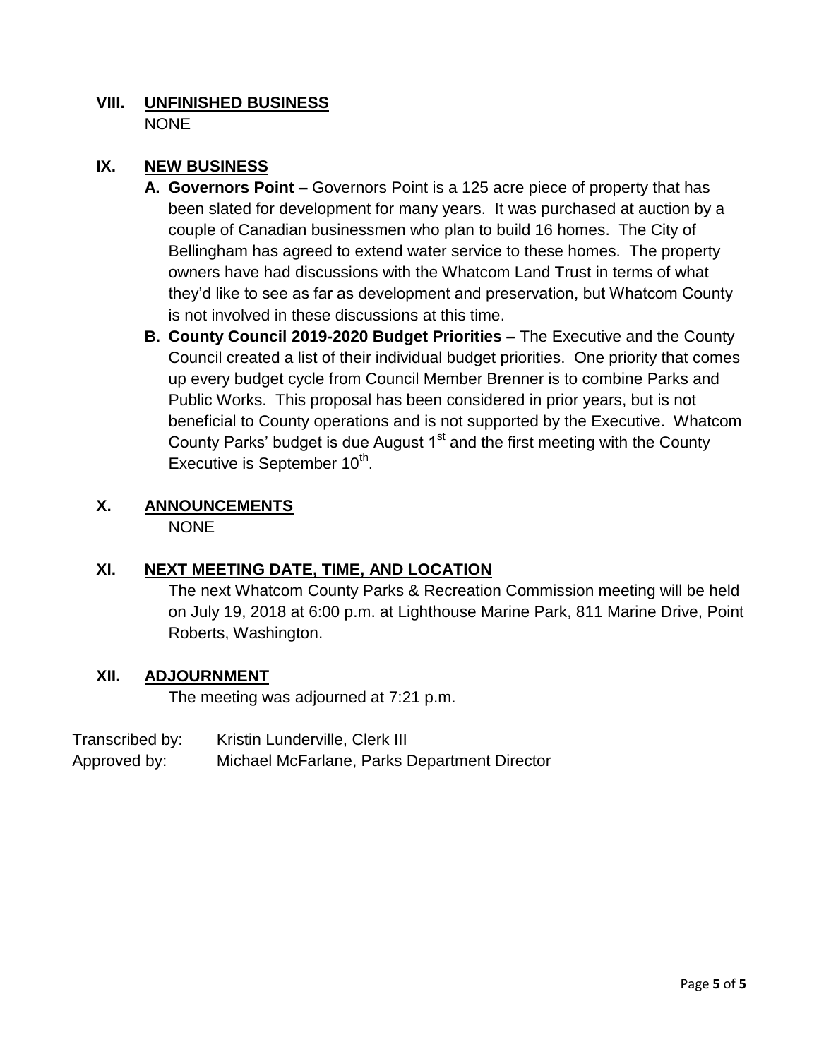## VIII. UNFINISHED BUSINESS

NONE

## IX. NEW BUSINESS

**A. Governors Point –** Governors Point is a 125 acre piece of property that has been slated for development for many years. It was purchased at auction by a couple of Canadian businessmen who plan to build 16 homes. The City of Bellingham has agreed to extend water service to these homes. The property owners have had discussions with the Whatcom Land Trust in terms of what they'd like to see as far as development and preservation, but Whatcom County is not involved in these discussions at this time.

**B. County Council 2019-2020 Budget Priorities –** The Executive and the County Council created a list of their individual budget priorities. One priority that comes up every budget cycle from Council Member Brenner is to combine Parks and Public Works. This proposal has been considered in prior years, but is not beneficial to County operations and is not supported by the Executive. Whatcom County Parks' budget is due August 1st and the first meeting with the County Executive is September 10th.

## X. ANNOUNCEMENTS

NONE

## XI. NEXT MEETING DATE, TIME, AND LOCATION

The next Whatcom County Parks & Recreation Commission meeting will be held on July 19, 2018 at 6:00 p.m. at Lighthouse Marine Park, 811 Marine Drive, Point Roberts, Washington.

## XII. ADJOURNMENT

The meeting was adjourned at 7:21 p.m.

Transcribed by: Kristin Lunderville, Clerk III

Approved by: Michael McFarlane, Parks Department Director